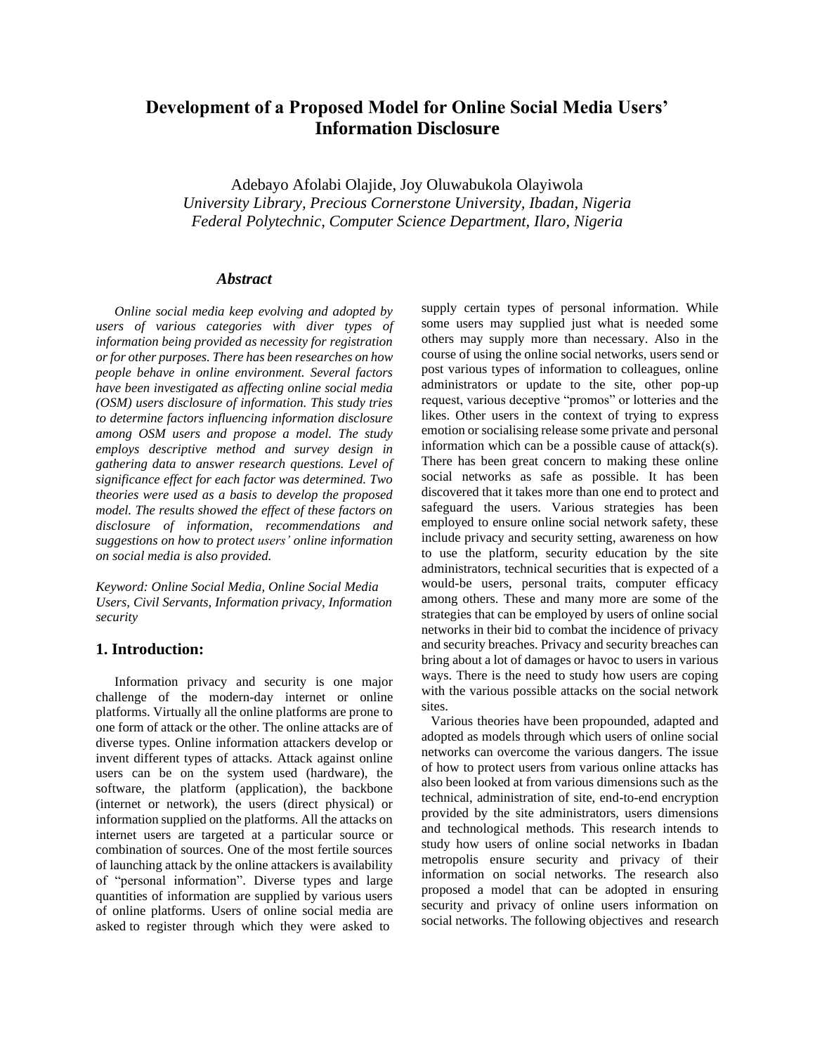# Development of a Proposed Model for Online Social Media Users' Information Disclosure

Adebayo Afolabi Olajide, Joy Oluwabukola Olayiwola
*University Library, Precious Cornerstone University, Ibadan, Nigeria*
*Federal Polytechnic, Computer Science Department, Ilaro, Nigeria*

## *Abstract*

*Online social media keep evolving and adopted by users of various categories with diver types of information being provided as necessity for registration or for other purposes. There has been researches on how people behave in online environment. Several factors have been investigated as affecting online social media (OSM) users disclosure of information. This study tries to determine factors influencing information disclosure among OSM users and propose a model. The study employs descriptive method and survey design in gathering data to answer research questions. Level of significance effect for each factor was determined. Two theories were used as a basis to develop the proposed model. The results showed the effect of these factors on disclosure of information, recommendations and suggestions on how to protect users' online information on social media is also provided.*

*Keyword: Online Social Media, Online Social Media Users, Civil Servants, Information privacy, Information security*

## 1. Introduction:

Information privacy and security is one major challenge of the modern-day internet or online platforms. Virtually all the online platforms are prone to one form of attack or the other. The online attacks are of diverse types. Online information attackers develop or invent different types of attacks. Attack against online users can be on the system used (hardware), the software, the platform (application), the backbone (internet or network), the users (direct physical) or information supplied on the platforms. All the attacks on internet users are targeted at a particular source or combination of sources. One of the most fertile sources of launching attack by the online attackers is availability of "personal information". Diverse types and large quantities of information are supplied by various users of online platforms. Users of online social media are asked to register through which they were asked to supply certain types of personal information. While some users may supplied just what is needed some others may supply more than necessary. Also in the course of using the online social networks, users send or post various types of information to colleagues, online administrators or update to the site, other pop-up request, various deceptive "promos" or lotteries and the likes. Other users in the context of trying to express emotion or socialising release some private and personal information which can be a possible cause of attack(s). There has been great concern to making these online social networks as safe as possible. It has been discovered that it takes more than one end to protect and safeguard the users. Various strategies has been employed to ensure online social network safety, these include privacy and security setting, awareness on how to use the platform, security education by the site administrators, technical securities that is expected of a would-be users, personal traits, computer efficacy among others. These and many more are some of the strategies that can be employed by users of online social networks in their bid to combat the incidence of privacy and security breaches. Privacy and security breaches can bring about a lot of damages or havoc to users in various ways. There is the need to study how users are coping with the various possible attacks on the social network sites.

Various theories have been propounded, adapted and adopted as models through which users of online social networks can overcome the various dangers. The issue of how to protect users from various online attacks has also been looked at from various dimensions such as the technical, administration of site, end-to-end encryption provided by the site administrators, users dimensions and technological methods. This research intends to study how users of online social networks in Ibadan metropolis ensure security and privacy of their information on social networks. The research also proposed a model that can be adopted in ensuring security and privacy of online users information on social networks. The following objectives and research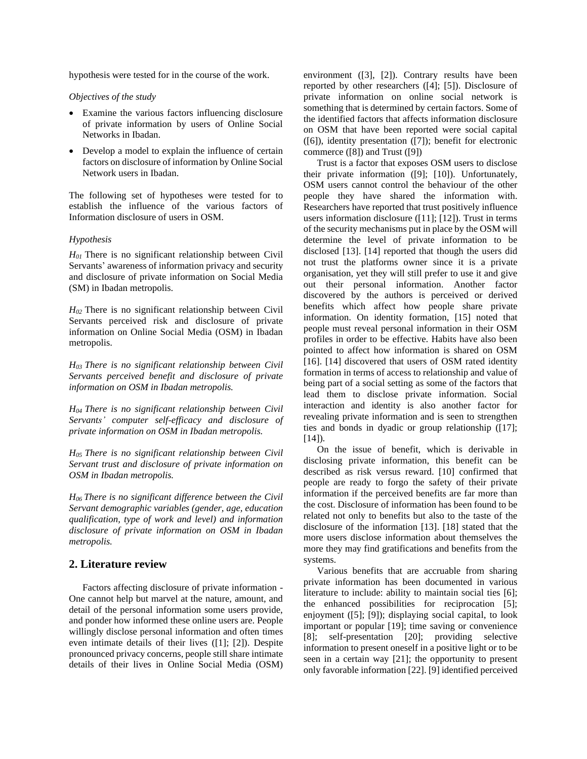hypothesis were tested for in the course of the work.

*Objectives of the study*

- Examine the various factors influencing disclosure of private information by users of Online Social Networks in Ibadan.
- Develop a model to explain the influence of certain factors on disclosure of information by Online Social Network users in Ibadan.

The following set of hypotheses were tested for to establish the influence of the various factors of Information disclosure of users in OSM.

*Hypothesis*

$H_{01}$ There is no significant relationship between Civil Servants' awareness of information privacy and security and disclosure of private information on Social Media (SM) in Ibadan metropolis.

$H_{02}$ There is no significant relationship between Civil Servants perceived risk and disclosure of private information on Online Social Media (OSM) in Ibadan metropolis.

*$H_{03}$ There is no significant relationship between Civil Servants perceived benefit and disclosure of private information on OSM in Ibadan metropolis.*

*$H_{04}$ There is no significant relationship between Civil Servants' computer self-efficacy and disclosure of private information on OSM in Ibadan metropolis.*

*$H_{05}$ There is no significant relationship between Civil Servant trust and disclosure of private information on OSM in Ibadan metropolis.*

*$H_{06}$ There is no significant difference between the Civil Servant demographic variables (gender, age, education qualification, type of work and level) and information disclosure of private information on OSM in Ibadan metropolis.*

## 2. Literature review

Factors affecting disclosure of private information - One cannot help but marvel at the nature, amount, and detail of the personal information some users provide, and ponder how informed these online users are. People willingly disclose personal information and often times even intimate details of their lives ([1]; [2]). Despite pronounced privacy concerns, people still share intimate details of their lives in Online Social Media (OSM) environment ([3], [2]). Contrary results have been reported by other researchers ([4]; [5]). Disclosure of private information on online social network is something that is determined by certain factors. Some of the identified factors that affects information disclosure on OSM that have been reported were social capital ([6]), identity presentation ([7]); benefit for electronic commerce ([8]) and Trust ([9])

Trust is a factor that exposes OSM users to disclose their private information ([9]; [10]). Unfortunately, OSM users cannot control the behaviour of the other people they have shared the information with. Researchers have reported that trust positively influence users information disclosure ([11]; [12]). Trust in terms of the security mechanisms put in place by the OSM will determine the level of private information to be disclosed [13]. [14] reported that though the users did not trust the platforms owner since it is a private organisation, yet they will still prefer to use it and give out their personal information. Another factor discovered by the authors is perceived or derived benefits which affect how people share private information. On identity formation, [15] noted that people must reveal personal information in their OSM profiles in order to be effective. Habits have also been pointed to affect how information is shared on OSM [16]. [14] discovered that users of OSM rated identity formation in terms of access to relationship and value of being part of a social setting as some of the factors that lead them to disclose private information. Social interaction and identity is also another factor for revealing private information and is seen to strengthen ties and bonds in dyadic or group relationship ([17]; [14]).

On the issue of benefit, which is derivable in disclosing private information, this benefit can be described as risk versus reward. [10] confirmed that people are ready to forgo the safety of their private information if the perceived benefits are far more than the cost. Disclosure of information has been found to be related not only to benefits but also to the taste of the disclosure of the information [13]. [18] stated that the more users disclose information about themselves the more they may find gratifications and benefits from the systems.

Various benefits that are accruable from sharing private information has been documented in various literature to include: ability to maintain social ties [6]; the enhanced possibilities for reciprocation [5]; enjoyment ([5]; [9]); displaying social capital, to look important or popular [19]; time saving or convenience [8]; self-presentation [20]; providing selective information to present oneself in a positive light or to be seen in a certain way [21]; the opportunity to present only favorable information [22]. [9] identified perceived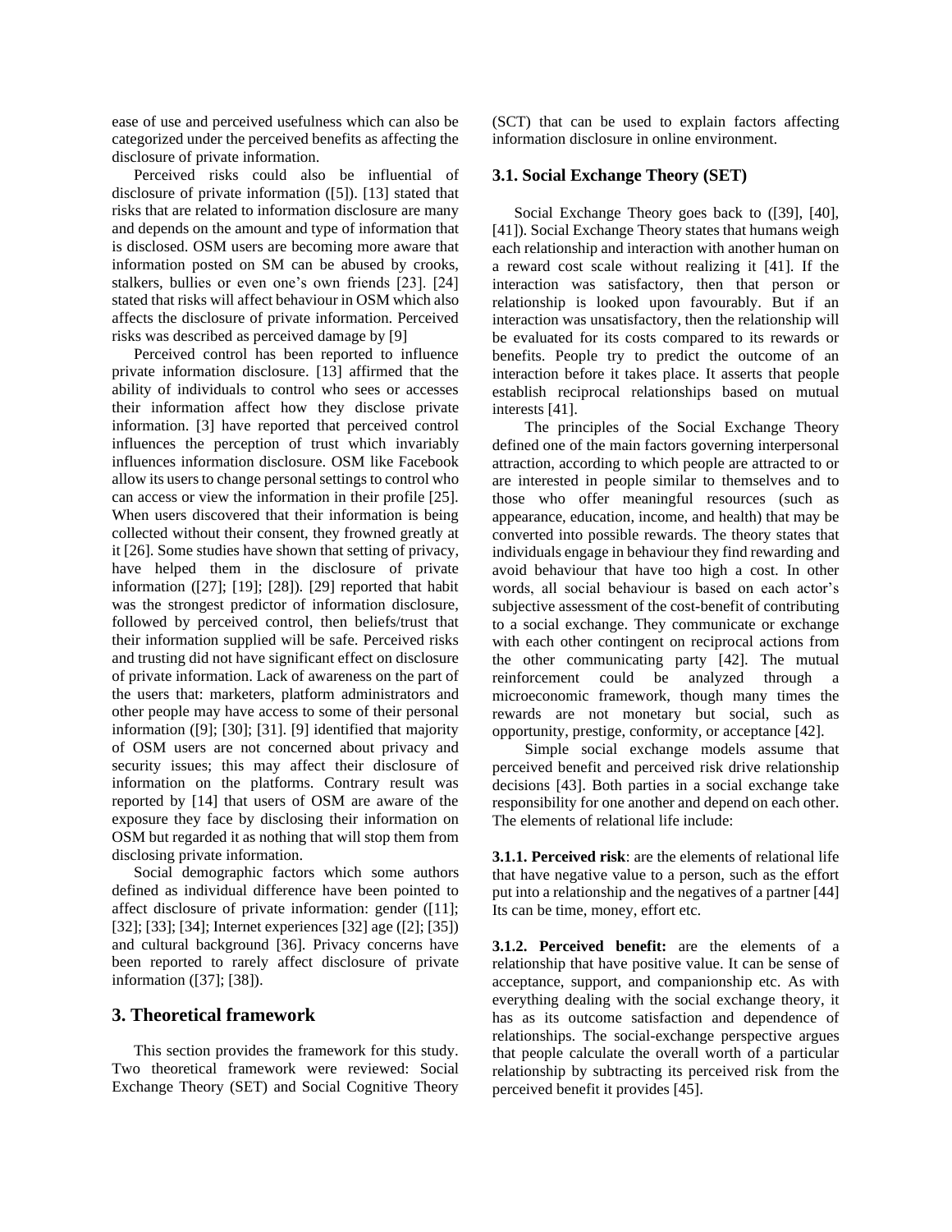ease of use and perceived usefulness which can also be categorized under the perceived benefits as affecting the disclosure of private information.

Perceived risks could also be influential of disclosure of private information ([5]). [13] stated that risks that are related to information disclosure are many and depends on the amount and type of information that is disclosed. OSM users are becoming more aware that information posted on SM can be abused by crooks, stalkers, bullies or even one's own friends [23]. [24] stated that risks will affect behaviour in OSM which also affects the disclosure of private information. Perceived risks was described as perceived damage by [9]

Perceived control has been reported to influence private information disclosure. [13] affirmed that the ability of individuals to control who sees or accesses their information affect how they disclose private information. [3] have reported that perceived control influences the perception of trust which invariably influences information disclosure. OSM like Facebook allow its users to change personal settings to control who can access or view the information in their profile [25]. When users discovered that their information is being collected without their consent, they frowned greatly at it [26]. Some studies have shown that setting of privacy, have helped them in the disclosure of private information ([27]; [19]; [28]). [29] reported that habit was the strongest predictor of information disclosure, followed by perceived control, then beliefs/trust that their information supplied will be safe. Perceived risks and trusting did not have significant effect on disclosure of private information. Lack of awareness on the part of the users that: marketers, platform administrators and other people may have access to some of their personal information ([9]; [30]; [31]. [9] identified that majority of OSM users are not concerned about privacy and security issues; this may affect their disclosure of information on the platforms. Contrary result was reported by [14] that users of OSM are aware of the exposure they face by disclosing their information on OSM but regarded it as nothing that will stop them from disclosing private information.

Social demographic factors which some authors defined as individual difference have been pointed to affect disclosure of private information: gender ([11]; [32]; [33]; [34]; Internet experiences [32] age ([2]; [35]) and cultural background [36]. Privacy concerns have been reported to rarely affect disclosure of private information ([37]; [38]).

## 3. Theoretical framework

This section provides the framework for this study. Two theoretical framework were reviewed: Social Exchange Theory (SET) and Social Cognitive Theory (SCT) that can be used to explain factors affecting information disclosure in online environment.

### 3.1. Social Exchange Theory (SET)

Social Exchange Theory goes back to ([39], [40], [41]). Social Exchange Theory states that humans weigh each relationship and interaction with another human on a reward cost scale without realizing it [41]. If the interaction was satisfactory, then that person or relationship is looked upon favourably. But if an interaction was unsatisfactory, then the relationship will be evaluated for its costs compared to its rewards or benefits. People try to predict the outcome of an interaction before it takes place. It asserts that people establish reciprocal relationships based on mutual interests [41].

The principles of the Social Exchange Theory defined one of the main factors governing interpersonal attraction, according to which people are attracted to or are interested in people similar to themselves and to those who offer meaningful resources (such as appearance, education, income, and health) that may be converted into possible rewards. The theory states that individuals engage in behaviour they find rewarding and avoid behaviour that have too high a cost. In other words, all social behaviour is based on each actor's subjective assessment of the cost-benefit of contributing to a social exchange. They communicate or exchange with each other contingent on reciprocal actions from the other communicating party [42]. The mutual reinforcement could be analyzed through a microeconomic framework, though many times the rewards are not monetary but social, such as opportunity, prestige, conformity, or acceptance [42].

Simple social exchange models assume that perceived benefit and perceived risk drive relationship decisions [43]. Both parties in a social exchange take responsibility for one another and depend on each other. The elements of relational life include:

**3.1.1. Perceived risk**: are the elements of relational life that have negative value to a person, such as the effort put into a relationship and the negatives of a partner [44] Its can be time, money, effort etc.

**3.1.2. Perceived benefit:** are the elements of a relationship that have positive value. It can be sense of acceptance, support, and companionship etc. As with everything dealing with the social exchange theory, it has as its outcome satisfaction and dependence of relationships. The social-exchange perspective argues that people calculate the overall worth of a particular relationship by subtracting its perceived risk from the perceived benefit it provides [45].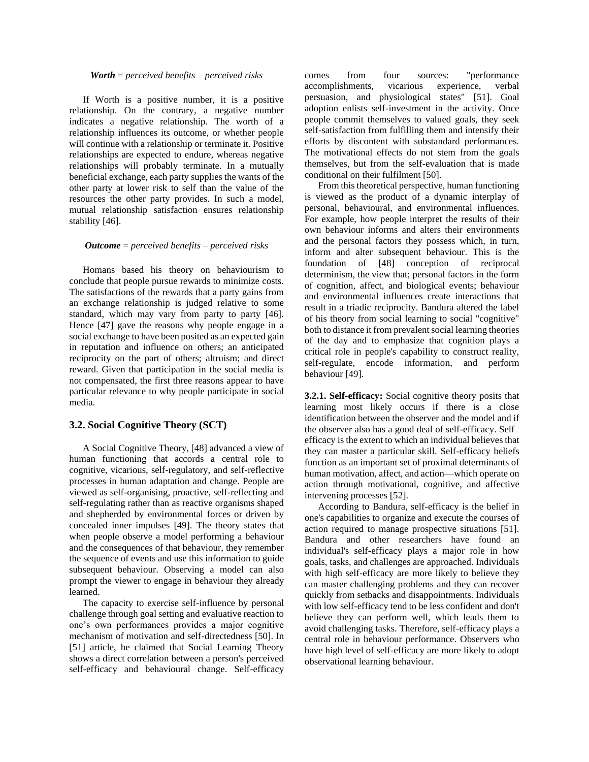***Worth*** = *perceived benefits – perceived risks*

If Worth is a positive number, it is a positive relationship. On the contrary, a negative number indicates a negative relationship. The worth of a relationship influences its outcome, or whether people will continue with a relationship or terminate it. Positive relationships are expected to endure, whereas negative relationships will probably terminate. In a mutually beneficial exchange, each party supplies the wants of the other party at lower risk to self than the value of the resources the other party provides. In such a model, mutual relationship satisfaction ensures relationship stability [46].

***Outcome*** = *perceived benefits – perceived risks*

Homans based his theory on behaviourism to conclude that people pursue rewards to minimize costs. The satisfactions of the rewards that a party gains from an exchange relationship is judged relative to some standard, which may vary from party to party [46]. Hence [47] gave the reasons why people engage in a social exchange to have been posited as an expected gain in reputation and influence on others; an anticipated reciprocity on the part of others; altruism; and direct reward. Given that participation in the social media is not compensated, the first three reasons appear to have particular relevance to why people participate in social media.

## 3.2. Social Cognitive Theory (SCT)

A Social Cognitive Theory, [48] advanced a view of human functioning that accords a central role to cognitive, vicarious, self-regulatory, and self-reflective processes in human adaptation and change. People are viewed as self-organising, proactive, self-reflecting and self-regulating rather than as reactive organisms shaped and shepherded by environmental forces or driven by concealed inner impulses [49]. The theory states that when people observe a model performing a behaviour and the consequences of that behaviour, they remember the sequence of events and use this information to guide subsequent behaviour. Observing a model can also prompt the viewer to engage in behaviour they already learned.

The capacity to exercise self-influence by personal challenge through goal setting and evaluative reaction to one's own performances provides a major cognitive mechanism of motivation and self-directedness [50]. In [51] article, he claimed that Social Learning Theory shows a direct correlation between a person's perceived self-efficacy and behavioural change. Self-efficacy comes from four sources: "performance accomplishments, vicarious experience, verbal persuasion, and physiological states" [51]. Goal adoption enlists self-investment in the activity. Once people commit themselves to valued goals, they seek self-satisfaction from fulfilling them and intensify their efforts by discontent with substandard performances. The motivational effects do not stem from the goals themselves, but from the self-evaluation that is made conditional on their fulfilment [50].

From this theoretical perspective, human functioning is viewed as the product of a dynamic interplay of personal, behavioural, and environmental influences. For example, how people interpret the results of their own behaviour informs and alters their environments and the personal factors they possess which, in turn, inform and alter subsequent behaviour. This is the foundation of [48] conception of reciprocal determinism, the view that; personal factors in the form of cognition, affect, and biological events; behaviour and environmental influences create interactions that result in a triadic reciprocity. Bandura altered the label of his theory from social learning to social "cognitive" both to distance it from prevalent social learning theories of the day and to emphasize that cognition plays a critical role in people's capability to construct reality, self-regulate, encode information, and perform behaviour [49].

**3.2.1. Self-efficacy:** Social cognitive theory posits that learning most likely occurs if there is a close identification between the observer and the model and if the observer also has a good deal of self-efficacy. Self–efficacy is the extent to which an individual believes that they can master a particular skill. Self-efficacy beliefs function as an important set of proximal determinants of human motivation, affect, and action—which operate on action through motivational, cognitive, and affective intervening processes [52].

According to Bandura, self-efficacy is the belief in one's capabilities to organize and execute the courses of action required to manage prospective situations [51]. Bandura and other researchers have found an individual's self-efficacy plays a major role in how goals, tasks, and challenges are approached. Individuals with high self-efficacy are more likely to believe they can master challenging problems and they can recover quickly from setbacks and disappointments. Individuals with low self-efficacy tend to be less confident and don't believe they can perform well, which leads them to avoid challenging tasks. Therefore, self-efficacy plays a central role in behaviour performance. Observers who have high level of self-efficacy are more likely to adopt observational learning behaviour.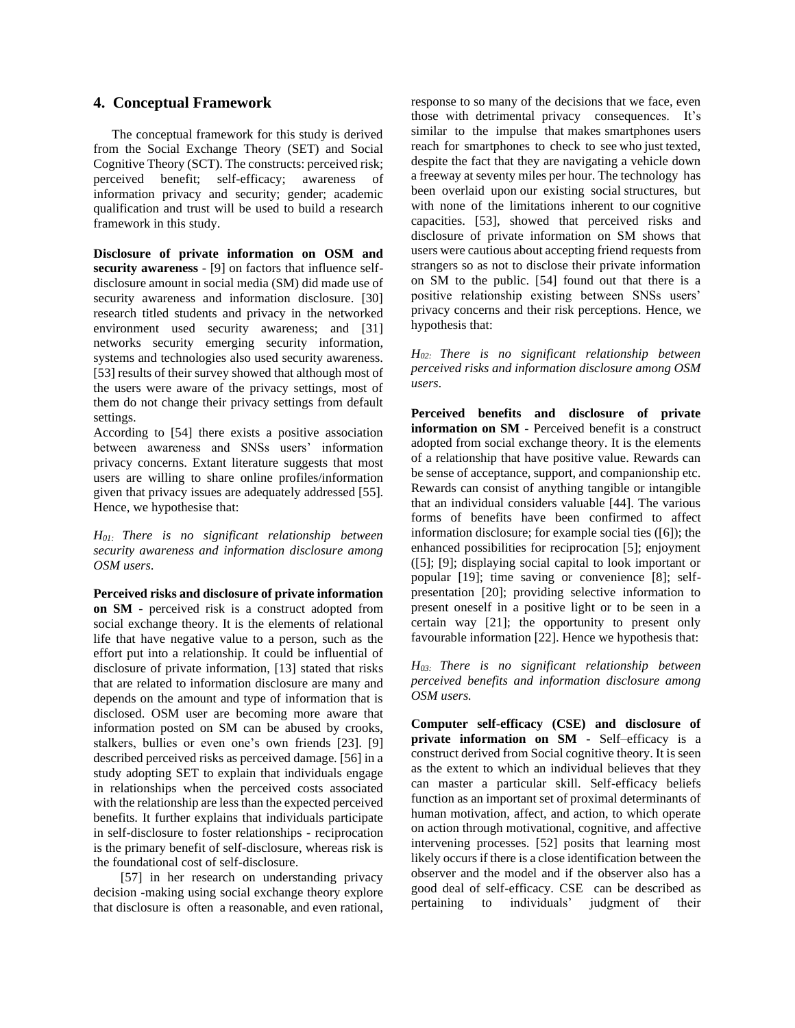## 4. Conceptual Framework

The conceptual framework for this study is derived from the Social Exchange Theory (SET) and Social Cognitive Theory (SCT). The constructs: perceived risk; perceived benefit; self-efficacy; awareness of information privacy and security; gender; academic qualification and trust will be used to build a research framework in this study.

**Disclosure of private information on OSM and security awareness** - [9] on factors that influence self-disclosure amount in social media (SM) did made use of security awareness and information disclosure. [30] research titled students and privacy in the networked environment used security awareness; and [31] networks security emerging security information, systems and technologies also used security awareness. [53] results of their survey showed that although most of the users were aware of the privacy settings, most of them do not change their privacy settings from default settings.

According to [54] there exists a positive association between awareness and SNSs users' information privacy concerns. Extant literature suggests that most users are willing to share online profiles/information given that privacy issues are adequately addressed [55]. Hence, we hypothesise that:

*$H_{01}$: There is no significant relationship between security awareness and information disclosure among OSM users.*

**Perceived risks and disclosure of private information on SM** - perceived risk is a construct adopted from social exchange theory. It is the elements of relational life that have negative value to a person, such as the effort put into a relationship. It could be influential of disclosure of private information, [13] stated that risks that are related to information disclosure are many and depends on the amount and type of information that is disclosed. OSM user are becoming more aware that information posted on SM can be abused by crooks, stalkers, bullies or even one's own friends [23]. [9] described perceived risks as perceived damage. [56] in a study adopting SET to explain that individuals engage in relationships when the perceived costs associated with the relationship are less than the expected perceived benefits. It further explains that individuals participate in self-disclosure to foster relationships - reciprocation is the primary benefit of self-disclosure, whereas risk is the foundational cost of self-disclosure.

[57] in her research on understanding privacy decision -making using social exchange theory explore that disclosure is often a reasonable, and even rational, response to so many of the decisions that we face, even those with detrimental privacy consequences. It's similar to the impulse that makes smartphones users reach for smartphones to check to see who just texted, despite the fact that they are navigating a vehicle down a freeway at seventy miles per hour. The technology has been overlaid upon our existing social structures, but with none of the limitations inherent to our cognitive capacities. [53], showed that perceived risks and disclosure of private information on SM shows that users were cautious about accepting friend requests from strangers so as not to disclose their private information on SM to the public. [54] found out that there is a positive relationship existing between SNSs users' privacy concerns and their risk perceptions. Hence, we hypothesis that:

*$H_{02}$: There is no significant relationship between perceived risks and information disclosure among OSM users.*

**Perceived benefits and disclosure of private information on SM** - Perceived benefit is a construct adopted from social exchange theory. It is the elements of a relationship that have positive value. Rewards can be sense of acceptance, support, and companionship etc. Rewards can consist of anything tangible or intangible that an individual considers valuable [44]. The various forms of benefits have been confirmed to affect information disclosure; for example social ties ([6]); the enhanced possibilities for reciprocation [5]; enjoyment ([5]; [9]; displaying social capital to look important or popular [19]; time saving or convenience [8]; self-presentation [20]; providing selective information to present oneself in a positive light or to be seen in a certain way [21]; the opportunity to present only favourable information [22]. Hence we hypothesis that:

*$H_{03}$: There is no significant relationship between perceived benefits and information disclosure among OSM users.*

**Computer self-efficacy (CSE) and disclosure of private information on SM** - Self–efficacy is a construct derived from Social cognitive theory. It is seen as the extent to which an individual believes that they can master a particular skill. Self-efficacy beliefs function as an important set of proximal determinants of human motivation, affect, and action, to which operate on action through motivational, cognitive, and affective intervening processes. [52] posits that learning most likely occurs if there is a close identification between the observer and the model and if the observer also has a good deal of self-efficacy. CSE can be described as pertaining to individuals' judgment of their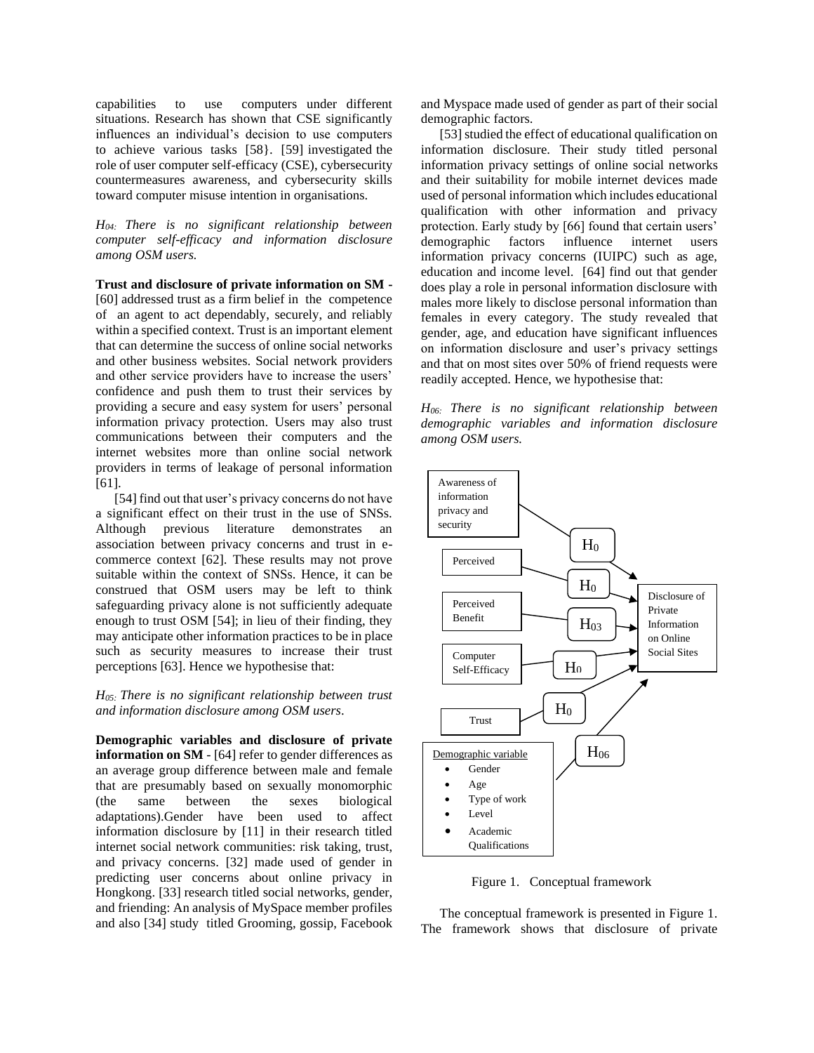capabilities to use computers under different situations. Research has shown that CSE significantly influences an individual's decision to use computers to achieve various tasks [58}. [59] investigated the role of user computer self-efficacy (CSE), cybersecurity countermeasures awareness, and cybersecurity skills toward computer misuse intention in organisations.

*$H_{04}$: There is no significant relationship between computer self-efficacy and information disclosure among OSM users.*

**Trust and disclosure of private information on SM** - [60] addressed trust as a firm belief in the competence of an agent to act dependably, securely, and reliably within a specified context. Trust is an important element that can determine the success of online social networks and other business websites. Social network providers and other service providers have to increase the users' confidence and push them to trust their services by providing a secure and easy system for users' personal information privacy protection. Users may also trust communications between their computers and the internet websites more than online social network providers in terms of leakage of personal information [61].

[54] find out that user's privacy concerns do not have a significant effect on their trust in the use of SNSs. Although previous literature demonstrates an association between privacy concerns and trust in e-commerce context [62]. These results may not prove suitable within the context of SNSs. Hence, it can be construed that OSM users may be left to think safeguarding privacy alone is not sufficiently adequate enough to trust OSM [54]; in lieu of their finding, they may anticipate other information practices to be in place such as security measures to increase their trust perceptions [63]. Hence we hypothesise that:

*$H_{05}$: There is no significant relationship between trust and information disclosure among OSM users.*

**Demographic variables and disclosure of private information on SM** - [64] refer to gender differences as an average group difference between male and female that are presumably based on sexually monomorphic (the same between the sexes biological adaptations).Gender have been used to affect information disclosure by [11] in their research titled internet social network communities: risk taking, trust, and privacy concerns. [32] made used of gender in predicting user concerns about online privacy in Hongkong. [33] research titled social networks, gender, and friending: An analysis of MySpace member profiles and also [34] study titled Grooming, gossip, Facebook and Myspace made used of gender as part of their social demographic factors.

[53] studied the effect of educational qualification on information disclosure. Their study titled personal information privacy settings of online social networks and their suitability for mobile internet devices made used of personal information which includes educational qualification with other information and privacy protection. Early study by [66] found that certain users' demographic factors influence internet users information privacy concerns (IUIPC) such as age, education and income level. [64] find out that gender does play a role in personal information disclosure with males more likely to disclose personal information than females in every category. The study revealed that gender, age, and education have significant influences on information disclosure and user's privacy settings and that on most sites over 50% of friend requests were readily accepted. Hence, we hypothesise that:

*$H_{06}$: There is no significant relationship between demographic variables and information disclosure among OSM users.*

Awareness of information privacy and security

Perceived

Perceived Benefit

Computer Self-Efficacy

Trust

Demographic variable
- Gender
- Age
- Type of work
- Level
- Academic Qualifications

$H_0$

$H_0$

$H_{03}$

$H_0$

$H_0$

$H_{06}$

Disclosure of Private Information on Online Social Sites

Figure 1. Conceptual framework

The conceptual framework is presented in Figure 1. The framework shows that disclosure of private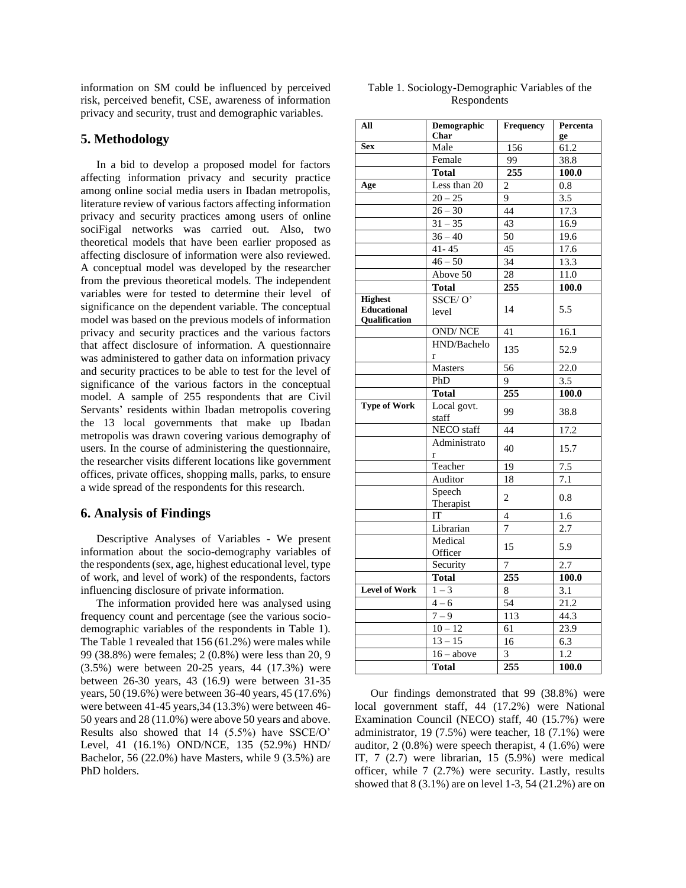information on SM could be influenced by perceived risk, perceived benefit, CSE, awareness of information privacy and security, trust and demographic variables.

## 5. Methodology

In a bid to develop a proposed model for factors affecting information privacy and security practice among online social media users in Ibadan metropolis, literature review of various factors affecting information privacy and security practices among users of online sociFigal networks was carried out. Also, two theoretical models that have been earlier proposed as affecting disclosure of information were also reviewed. A conceptual model was developed by the researcher from the previous theoretical models. The independent variables were for tested to determine their level of significance on the dependent variable. The conceptual model was based on the previous models of information privacy and security practices and the various factors that affect disclosure of information. A questionnaire was administered to gather data on information privacy and security practices to be able to test for the level of significance of the various factors in the conceptual model. A sample of 255 respondents that are Civil Servants' residents within Ibadan metropolis covering the 13 local governments that make up Ibadan metropolis was drawn covering various demography of users. In the course of administering the questionnaire, the researcher visits different locations like government offices, private offices, shopping malls, parks, to ensure a wide spread of the respondents for this research.

## 6. Analysis of Findings

Descriptive Analyses of Variables - We present information about the socio-demography variables of the respondents (sex, age, highest educational level, type of work, and level of work) of the respondents, factors influencing disclosure of private information.

The information provided here was analysed using frequency count and percentage (see the various socio-demographic variables of the respondents in Table 1). The Table 1 revealed that 156 (61.2%) were males while 99 (38.8%) were females; 2 (0.8%) were less than 20, 9 (3.5%) were between 20-25 years, 44 (17.3%) were between 26-30 years, 43 (16.9) were between 31-35 years, 50 (19.6%) were between 36-40 years, 45 (17.6%) were between 41-45 years,34 (13.3%) were between 46-50 years and 28 (11.0%) were above 50 years and above. Results also showed that 14 (5.5%) have SSCE/O' Level, 41 (16.1%) OND/NCE, 135 (52.9%) HND/ Bachelor, 56 (22.0%) have Masters, while 9 (3.5%) are PhD holders.

Table 1. Sociology-Demographic Variables of the Respondents

| **All** | **Demographic Char** | **Frequency** | **Percentage** |
|---|---|---|---|
| **Sex** | Male | 156 | 61.2 |
| | Female | 99 | 38.8 |
| | **Total** | **255** | **100.0** |
| **Age** | Less than 20 | 2 | 0.8 |
| | 20 – 25 | 9 | 3.5 |
| | 26 – 30 | 44 | 17.3 |
| | 31 – 35 | 43 | 16.9 |
| | 36 – 40 | 50 | 19.6 |
| | 41- 45 | 45 | 17.6 |
| | 46 – 50 | 34 | 13.3 |
| | Above 50 | 28 | 11.0 |
| | **Total** | **255** | **100.0** |
| **Highest Educational Qualification** | SSCE/ O' level | 14 | 5.5 |
| | OND/ NCE | 41 | 16.1 |
| | HND/Bachelor | 135 | 52.9 |
| | Masters | 56 | 22.0 |
| | PhD | 9 | 3.5 |
| | **Total** | **255** | **100.0** |
| **Type of Work** | Local govt. staff | 99 | 38.8 |
| | NECO staff | 44 | 17.2 |
| | Administrator | 40 | 15.7 |
| | Teacher | 19 | 7.5 |
| | Auditor | 18 | 7.1 |
| | Speech Therapist | 2 | 0.8 |
| | IT | 4 | 1.6 |
| | Librarian | 7 | 2.7 |
| | Medical Officer | 15 | 5.9 |
| | Security | 7 | 2.7 |
| | **Total** | **255** | **100.0** |
| **Level of Work** | 1 – 3 | 8 | 3.1 |
| | 4 – 6 | 54 | 21.2 |
| | 7 – 9 | 113 | 44.3 |
| | 10 – 12 | 61 | 23.9 |
| | 13 – 15 | 16 | 6.3 |
| | 16 – above | 3 | 1.2 |
| | **Total** | **255** | **100.0** |

Our findings demonstrated that 99 (38.8%) were local government staff, 44 (17.2%) were National Examination Council (NECO) staff, 40 (15.7%) were administrator, 19 (7.5%) were teacher, 18 (7.1%) were auditor, 2 (0.8%) were speech therapist, 4 (1.6%) were IT, 7 (2.7) were librarian, 15 (5.9%) were medical officer, while 7 (2.7%) were security. Lastly, results showed that 8 (3.1%) are on level 1-3, 54 (21.2%) are on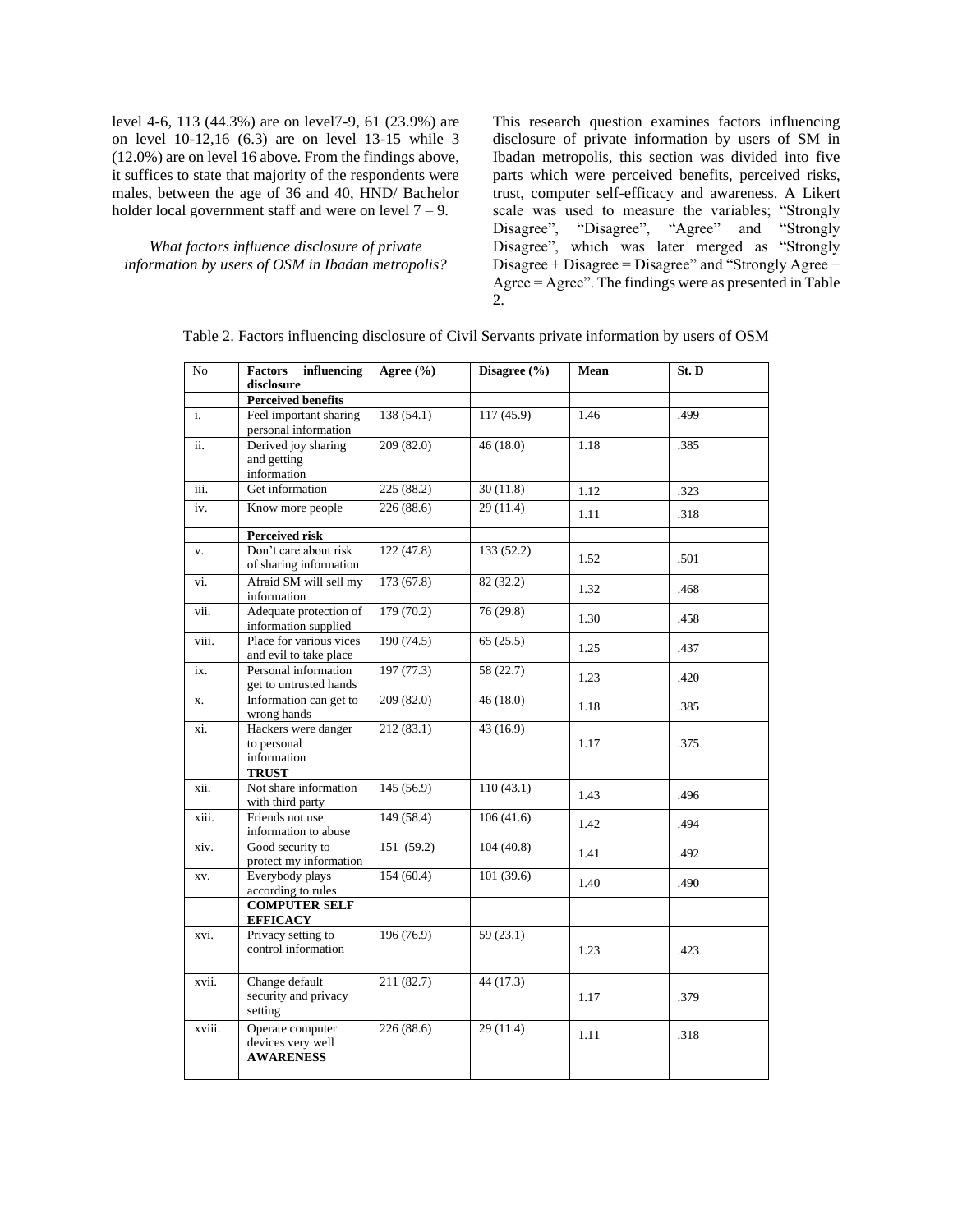level 4-6, 113 (44.3%) are on level7-9, 61 (23.9%) are on level 10-12,16 (6.3) are on level 13-15 while 3 (12.0%) are on level 16 above. From the findings above, it suffices to state that majority of the respondents were males, between the age of 36 and 40, HND/ Bachelor holder local government staff and were on level 7 – 9.

*What factors influence disclosure of private information by users of OSM in Ibadan metropolis?*

This research question examines factors influencing disclosure of private information by users of SM in Ibadan metropolis, this section was divided into five parts which were perceived benefits, perceived risks, trust, computer self-efficacy and awareness. A Likert scale was used to measure the variables; "Strongly Disagree", "Disagree", "Agree" and "Strongly Disagree", which was later merged as "Strongly Disagree + Disagree = Disagree" and "Strongly Agree + Agree = Agree". The findings were as presented in Table 2.

Table 2. Factors influencing disclosure of Civil Servants private information by users of OSM

| No | Factors influencing disclosure | Agree (%) | Disagree (%) | Mean | St. D |
|---|---|---|---|---|---|
| | **Perceived benefits** | | | | |
| i. | Feel important sharing personal information | 138 (54.1) | 117 (45.9) | 1.46 | .499 |
| ii. | Derived joy sharing and getting information | 209 (82.0) | 46 (18.0) | 1.18 | .385 |
| iii. | Get information | 225 (88.2) | 30 (11.8) | 1.12 | .323 |
| iv. | Know more people | 226 (88.6) | 29 (11.4) | 1.11 | .318 |
| | **Perceived risk** | | | | |
| v. | Don't care about risk of sharing information | 122 (47.8) | 133 (52.2) | 1.52 | .501 |
| vi. | Afraid SM will sell my information | 173 (67.8) | 82 (32.2) | 1.32 | .468 |
| vii. | Adequate protection of information supplied | 179 (70.2) | 76 (29.8) | 1.30 | .458 |
| viii. | Place for various vices and evil to take place | 190 (74.5) | 65 (25.5) | 1.25 | .437 |
| ix. | Personal information get to untrusted hands | 197 (77.3) | 58 (22.7) | 1.23 | .420 |
| x. | Information can get to wrong hands | 209 (82.0) | 46 (18.0) | 1.18 | .385 |
| xi. | Hackers were danger to personal information | 212 (83.1) | 43 (16.9) | 1.17 | .375 |
| | **TRUST** | | | | |
| xii. | Not share information with third party | 145 (56.9) | 110 (43.1) | 1.43 | .496 |
| xiii. | Friends not use information to abuse | 149 (58.4) | 106 (41.6) | 1.42 | .494 |
| xiv. | Good security to protect my information | 151 (59.2) | 104 (40.8) | 1.41 | .492 |
| xv. | Everybody plays according to rules | 154 (60.4) | 101 (39.6) | 1.40 | .490 |
| | **COMPUTER SELF EFFICACY** | | | | |
| xvi. | Privacy setting to control information | 196 (76.9) | 59 (23.1) | 1.23 | .423 |
| xvii. | Change default security and privacy setting | 211 (82.7) | 44 (17.3) | 1.17 | .379 |
| xviii. | Operate computer devices very well | 226 (88.6) | 29 (11.4) | 1.11 | .318 |
| | **AWARENESS** | | | | |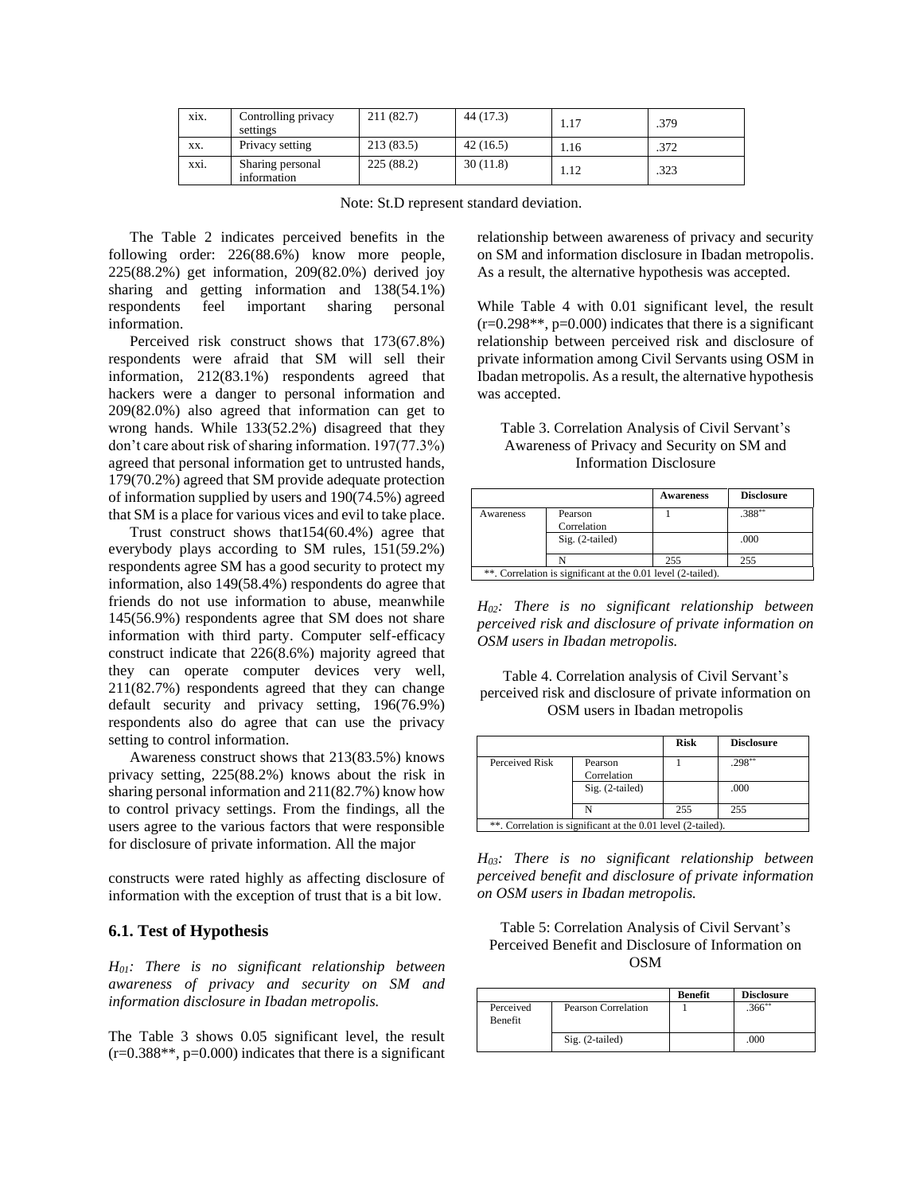| | | | | | |
|---|---|---|---|---|---|
| xix. | Controlling privacy settings | 211 (82.7) | 44 (17.3) | 1.17 | .379 |
| xx. | Privacy setting | 213 (83.5) | 42 (16.5) | 1.16 | .372 |
| xxi. | Sharing personal information | 225 (88.2) | 30 (11.8) | 1.12 | .323 |

Note: St.D represent standard deviation.

The Table 2 indicates perceived benefits in the following order: 226(88.6%) know more people, 225(88.2%) get information, 209(82.0%) derived joy sharing and getting information and 138(54.1%) respondents feel important sharing personal information.

Perceived risk construct shows that 173(67.8%) respondents were afraid that SM will sell their information, 212(83.1%) respondents agreed that hackers were a danger to personal information and 209(82.0%) also agreed that information can get to wrong hands. While 133(52.2%) disagreed that they don't care about risk of sharing information. 197(77.3%) agreed that personal information get to untrusted hands, 179(70.2%) agreed that SM provide adequate protection of information supplied by users and 190(74.5%) agreed that SM is a place for various vices and evil to take place.

Trust construct shows that154(60.4%) agree that everybody plays according to SM rules, 151(59.2%) respondents agree SM has a good security to protect my information, also 149(58.4%) respondents do agree that friends do not use information to abuse, meanwhile 145(56.9%) respondents agree that SM does not share information with third party. Computer self-efficacy construct indicate that 226(8.6%) majority agreed that they can operate computer devices very well, 211(82.7%) respondents agreed that they can change default security and privacy setting, 196(76.9%) respondents also do agree that can use the privacy setting to control information.

Awareness construct shows that 213(83.5%) knows privacy setting, 225(88.2%) knows about the risk in sharing personal information and 211(82.7%) know how to control privacy settings. From the findings, all the users agree to the various factors that were responsible for disclosure of private information. All the major constructs were rated highly as affecting disclosure of information with the exception of trust that is a bit low.

### 6.1. Test of Hypothesis

*$H_{01}$: There is no significant relationship between awareness of privacy and security on SM and information disclosure in Ibadan metropolis.*

The Table 3 shows 0.05 significant level, the result (r=0.388**, p=0.000) indicates that there is a significant relationship between awareness of privacy and security on SM and information disclosure in Ibadan metropolis. As a result, the alternative hypothesis was accepted.

While Table 4 with 0.01 significant level, the result (r=0.298**, p=0.000) indicates that there is a significant relationship between perceived risk and disclosure of private information among Civil Servants using OSM in Ibadan metropolis. As a result, the alternative hypothesis was accepted.

Table 3. Correlation Analysis of Civil Servant's Awareness of Privacy and Security on SM and Information Disclosure

| | | Awareness | Disclosure |
|---|---|---|---|
| Awareness | Pearson Correlation | 1 | .388** |
| | Sig. (2-tailed) | | .000 |
| | N | 255 | 255 |

**. Correlation is significant at the 0.01 level (2-tailed).

*$H_{02}$: There is no significant relationship between perceived risk and disclosure of private information on OSM users in Ibadan metropolis.*

Table 4. Correlation analysis of Civil Servant's perceived risk and disclosure of private information on OSM users in Ibadan metropolis

| | | Risk | Disclosure |
|---|---|---|---|
| Perceived Risk | Pearson Correlation | 1 | .298** |
| | Sig. (2-tailed) | | .000 |
| | N | 255 | 255 |

**. Correlation is significant at the 0.01 level (2-tailed).

*$H_{03}$: There is no significant relationship between perceived benefit and disclosure of private information on OSM users in Ibadan metropolis.*

Table 5: Correlation Analysis of Civil Servant's Perceived Benefit and Disclosure of Information on OSM

| | | Benefit | Disclosure |
|---|---|---|---|
| Perceived Benefit | Pearson Correlation | 1 | .366** |
| | Sig. (2-tailed) | | .000 |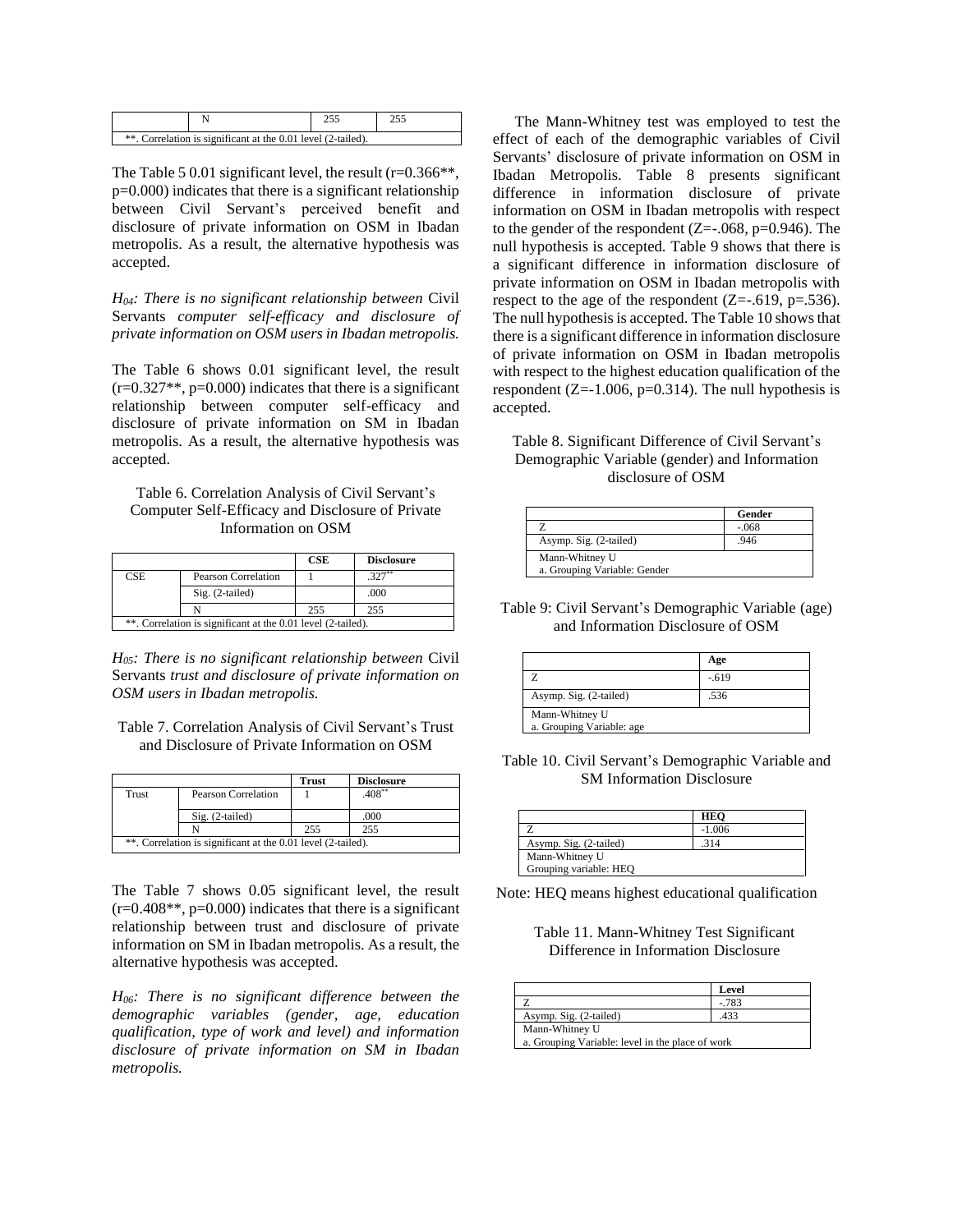| | | | |
|---|---|---|---|
| | N | 255 | 255 |
| **. Correlation is significant at the 0.01 level (2-tailed). | | | |

The Table 5 0.01 significant level, the result (r=0.366**, p=0.000) indicates that there is a significant relationship between Civil Servant's perceived benefit and disclosure of private information on OSM in Ibadan metropolis. As a result, the alternative hypothesis was accepted.

*$H_{04}$: There is no significant relationship between* Civil Servants *computer self-efficacy and disclosure of private information on OSM users in Ibadan metropolis.*

The Table 6 shows 0.01 significant level, the result (r=0.327**, p=0.000) indicates that there is a significant relationship between computer self-efficacy and disclosure of private information on SM in Ibadan metropolis. As a result, the alternative hypothesis was accepted.

Table 6. Correlation Analysis of Civil Servant's Computer Self-Efficacy and Disclosure of Private Information on OSM

| | | **CSE** | **Disclosure** |
|---|---|---|---|
| CSE | Pearson Correlation | 1 | .327** |
| | Sig. (2-tailed) | | .000 |
| | N | 255 | 255 |
| **. Correlation is significant at the 0.01 level (2-tailed). | | | |

*$H_{05}$: There is no significant relationship between* Civil Servants *trust and disclosure of private information on OSM users in Ibadan metropolis.*

Table 7. Correlation Analysis of Civil Servant's Trust and Disclosure of Private Information on OSM

| | | **Trust** | **Disclosure** |
|---|---|---|---|
| Trust | Pearson Correlation | 1 | .408** |
| | Sig. (2-tailed) | | .000 |
| | N | 255 | 255 |
| **. Correlation is significant at the 0.01 level (2-tailed). | | | |

The Table 7 shows 0.05 significant level, the result (r=0.408**, p=0.000) indicates that there is a significant relationship between trust and disclosure of private information on SM in Ibadan metropolis. As a result, the alternative hypothesis was accepted.

*$H_{06}$: There is no significant difference between the demographic variables (gender, age, education qualification, type of work and level) and information disclosure of private information on SM in Ibadan metropolis.*

The Mann-Whitney test was employed to test the effect of each of the demographic variables of Civil Servants' disclosure of private information on OSM in Ibadan Metropolis. Table 8 presents significant difference in information disclosure of private information on OSM in Ibadan metropolis with respect to the gender of the respondent (Z=-.068, p=0.946). The null hypothesis is accepted. Table 9 shows that there is a significant difference in information disclosure of private information on OSM in Ibadan metropolis with respect to the age of the respondent (Z=-.619, p=.536). The null hypothesis is accepted. The Table 10 shows that there is a significant difference in information disclosure of private information on OSM in Ibadan metropolis with respect to the highest education qualification of the respondent (Z=-1.006, p=0.314). The null hypothesis is accepted.

Table 8. Significant Difference of Civil Servant's Demographic Variable (gender) and Information disclosure of OSM

| | **Gender** |
|---|---|
| Z | -.068 |
| Asymp. Sig. (2-tailed) | .946 |
| Mann-Whitney U<br>a. Grouping Variable: Gender | |

Table 9: Civil Servant's Demographic Variable (age) and Information Disclosure of OSM

| | **Age** |
|---|---|
| Z | -.619 |
| Asymp. Sig. (2-tailed) | .536 |
| Mann-Whitney U<br>a. Grouping Variable: age | |

Table 10. Civil Servant's Demographic Variable and SM Information Disclosure

| | **HEQ** |
|---|---|
| Z | -1.006 |
| Asymp. Sig. (2-tailed) | .314 |
| Mann-Whitney U<br>Grouping variable: HEQ | |

Note: HEQ means highest educational qualification

Table 11. Mann-Whitney Test Significant Difference in Information Disclosure

| | **Level** |
|---|---|
| Z | -.783 |
| Asymp. Sig. (2-tailed) | .433 |
| Mann-Whitney U<br>a. Grouping Variable: level in the place of work | |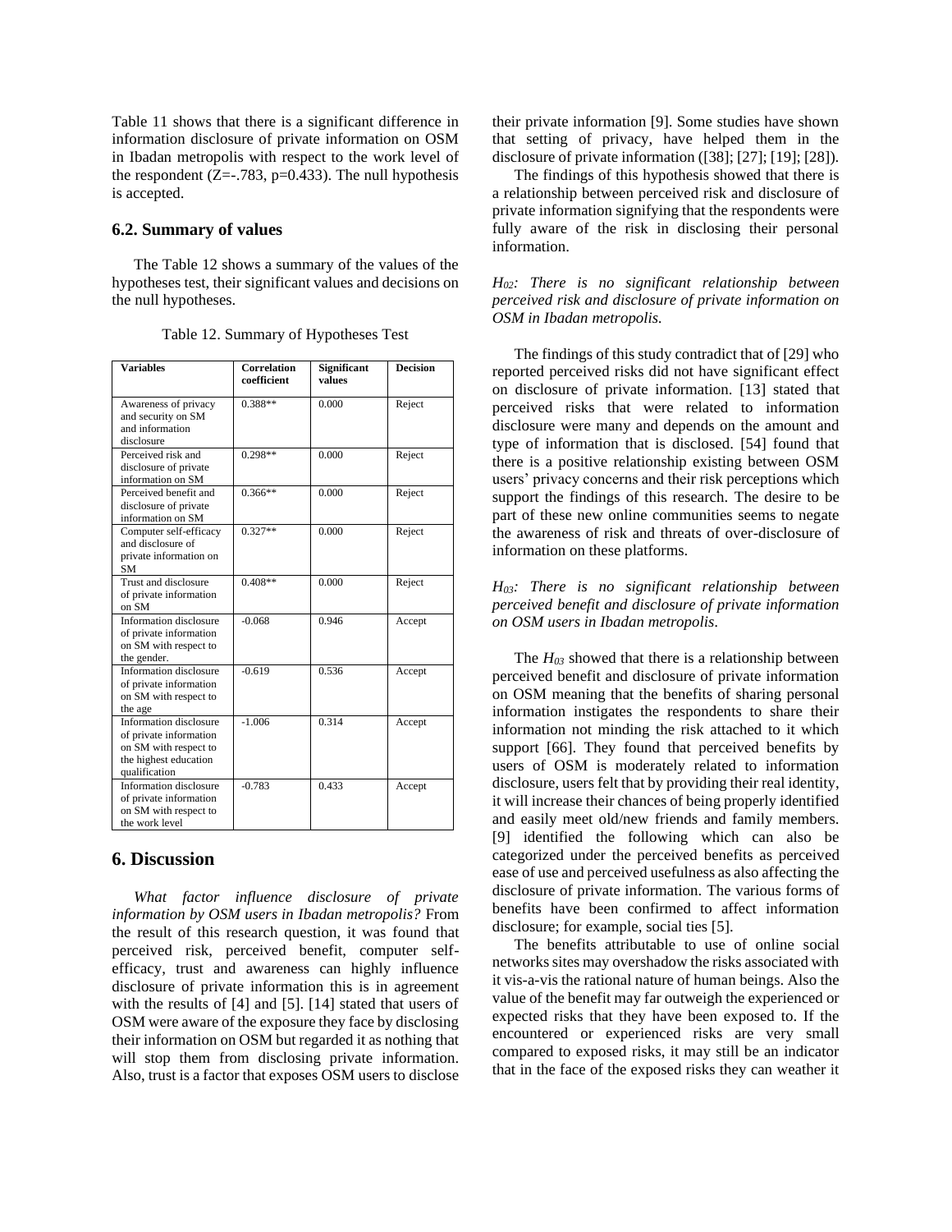Table 11 shows that there is a significant difference in information disclosure of private information on OSM in Ibadan metropolis with respect to the work level of the respondent ($Z=-.783$, $p=0.433$). The null hypothesis is accepted.

### 6.2. Summary of values

The Table 12 shows a summary of the values of the hypotheses test, their significant values and decisions on the null hypotheses.

Table 12. Summary of Hypotheses Test

| Variables | Correlation coefficient | Significant values | Decision |
|---|---|---|---|
| Awareness of privacy and security on SM and information disclosure | 0.388** | 0.000 | Reject |
| Perceived risk and disclosure of private information on SM | 0.298** | 0.000 | Reject |
| Perceived benefit and disclosure of private information on SM | 0.366** | 0.000 | Reject |
| Computer self-efficacy and disclosure of private information on SM | 0.327** | 0.000 | Reject |
| Trust and disclosure of private information on SM | 0.408** | 0.000 | Reject |
| Information disclosure of private information on SM with respect to the gender. | -0.068 | 0.946 | Accept |
| Information disclosure of private information on SM with respect to the age | -0.619 | 0.536 | Accept |
| Information disclosure of private information on SM with respect to the highest education qualification | -1.006 | 0.314 | Accept |
| Information disclosure of private information on SM with respect to the work level | -0.783 | 0.433 | Accept |

## 6. Discussion

*What factor influence disclosure of private information by OSM users in Ibadan metropolis?* From the result of this research question, it was found that perceived risk, perceived benefit, computer self-efficacy, trust and awareness can highly influence disclosure of private information this is in agreement with the results of [4] and [5]. [14] stated that users of OSM were aware of the exposure they face by disclosing their information on OSM but regarded it as nothing that will stop them from disclosing private information. Also, trust is a factor that exposes OSM users to disclose their private information [9]. Some studies have shown that setting of privacy, have helped them in the disclosure of private information ([38]; [27]; [19]; [28]).

The findings of this hypothesis showed that there is a relationship between perceived risk and disclosure of private information signifying that the respondents were fully aware of the risk in disclosing their personal information.

*$H_{02}$: There is no significant relationship between perceived risk and disclosure of private information on OSM in Ibadan metropolis.*

The findings of this study contradict that of [29] who reported perceived risks did not have significant effect on disclosure of private information. [13] stated that perceived risks that were related to information disclosure were many and depends on the amount and type of information that is disclosed. [54] found that there is a positive relationship existing between OSM users' privacy concerns and their risk perceptions which support the findings of this research. The desire to be part of these new online communities seems to negate the awareness of risk and threats of over-disclosure of information on these platforms.

*$H_{03}$: There is no significant relationship between perceived benefit and disclosure of private information on OSM users in Ibadan metropolis.*

The $H_{03}$ showed that there is a relationship between perceived benefit and disclosure of private information on OSM meaning that the benefits of sharing personal information instigates the respondents to share their information not minding the risk attached to it which support [66]. They found that perceived benefits by users of OSM is moderately related to information disclosure, users felt that by providing their real identity, it will increase their chances of being properly identified and easily meet old/new friends and family members. [9] identified the following which can also be categorized under the perceived benefits as perceived ease of use and perceived usefulness as also affecting the disclosure of private information. The various forms of benefits have been confirmed to affect information disclosure; for example, social ties [5].

The benefits attributable to use of online social networks sites may overshadow the risks associated with it vis-a-vis the rational nature of human beings. Also the value of the benefit may far outweigh the experienced or expected risks that they have been exposed to. If the encountered or experienced risks are very small compared to exposed risks, it may still be an indicator that in the face of the exposed risks they can weather it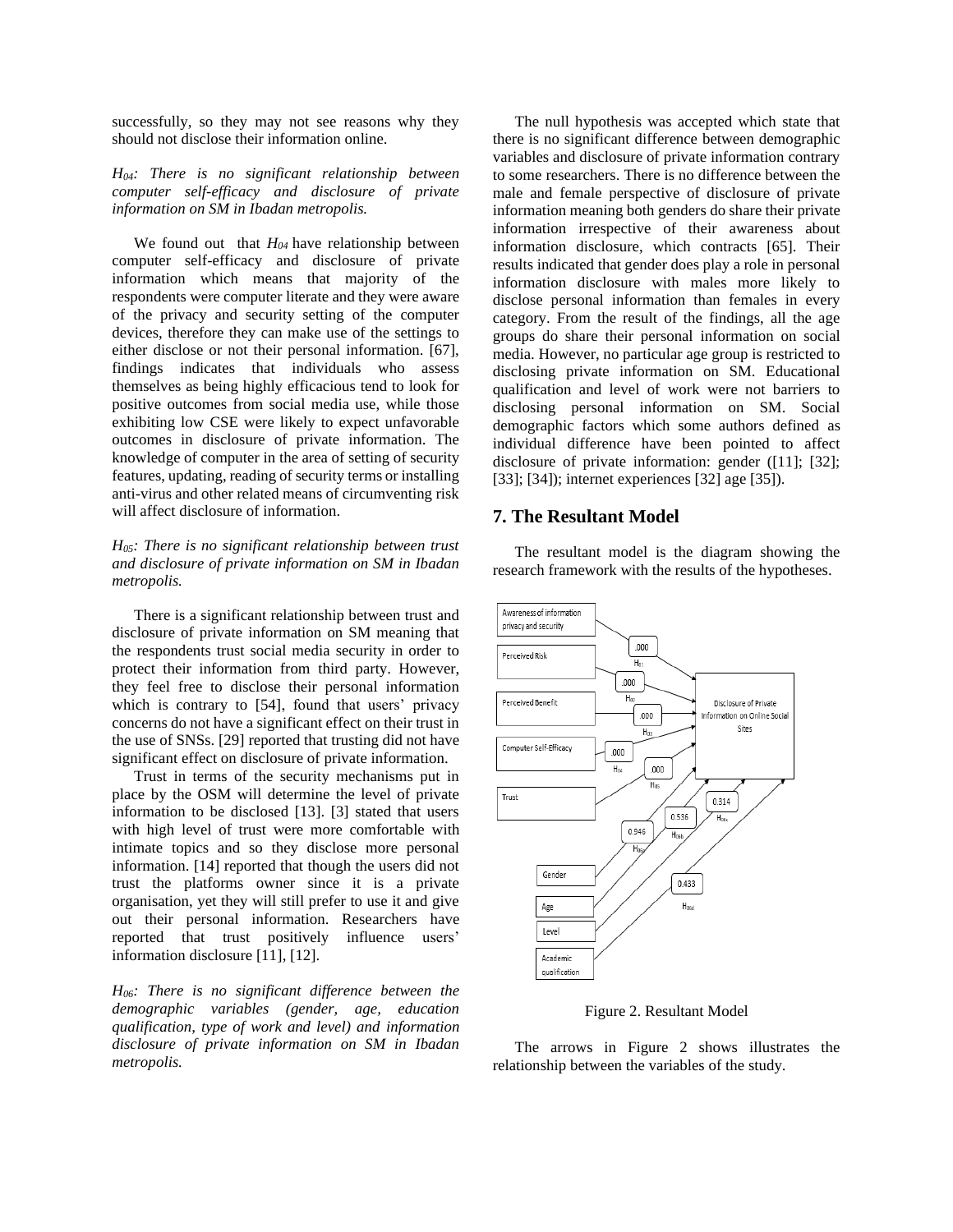successfully, so they may not see reasons why they should not disclose their information online.

*$H_{04}$: There is no significant relationship between computer self-efficacy and disclosure of private information on SM in Ibadan metropolis.*

We found out that $H_{04}$ have relationship between computer self-efficacy and disclosure of private information which means that majority of the respondents were computer literate and they were aware of the privacy and security setting of the computer devices, therefore they can make use of the settings to either disclose or not their personal information. [67], findings indicates that individuals who assess themselves as being highly efficacious tend to look for positive outcomes from social media use, while those exhibiting low CSE were likely to expect unfavorable outcomes in disclosure of private information. The knowledge of computer in the area of setting of security features, updating, reading of security terms or installing anti-virus and other related means of circumventing risk will affect disclosure of information.

*$H_{05}$: There is no significant relationship between trust and disclosure of private information on SM in Ibadan metropolis.*

There is a significant relationship between trust and disclosure of private information on SM meaning that the respondents trust social media security in order to protect their information from third party. However, they feel free to disclose their personal information which is contrary to [54], found that users' privacy concerns do not have a significant effect on their trust in the use of SNSs. [29] reported that trusting did not have significant effect on disclosure of private information.

Trust in terms of the security mechanisms put in place by the OSM will determine the level of private information to be disclosed [13]. [3] stated that users with high level of trust were more comfortable with intimate topics and so they disclose more personal information. [14] reported that though the users did not trust the platforms owner since it is a private organisation, yet they will still prefer to use it and give out their personal information. Researchers have reported that trust positively influence users' information disclosure [11], [12].

*$H_{06}$: There is no significant difference between the demographic variables (gender, age, education qualification, type of work and level) and information disclosure of private information on SM in Ibadan metropolis.*

The null hypothesis was accepted which state that there is no significant difference between demographic variables and disclosure of private information contrary to some researchers. There is no difference between the male and female perspective of disclosure of private information meaning both genders do share their private information irrespective of their awareness about information disclosure, which contracts [65]. Their results indicated that gender does play a role in personal information disclosure with males more likely to disclose personal information than females in every category. From the result of the findings, all the age groups do share their personal information on social media. However, no particular age group is restricted to disclosing private information on SM. Educational qualification and level of work were not barriers to disclosing personal information on SM. Social demographic factors which some authors defined as individual difference have been pointed to affect disclosure of private information: gender ([11]; [32]; [33]; [34]); internet experiences [32] age [35]).

## 7. The Resultant Model

The resultant model is the diagram showing the research framework with the results of the hypotheses.

Figure 2. Resultant Model

The arrows in Figure 2 shows illustrates the relationship between the variables of the study.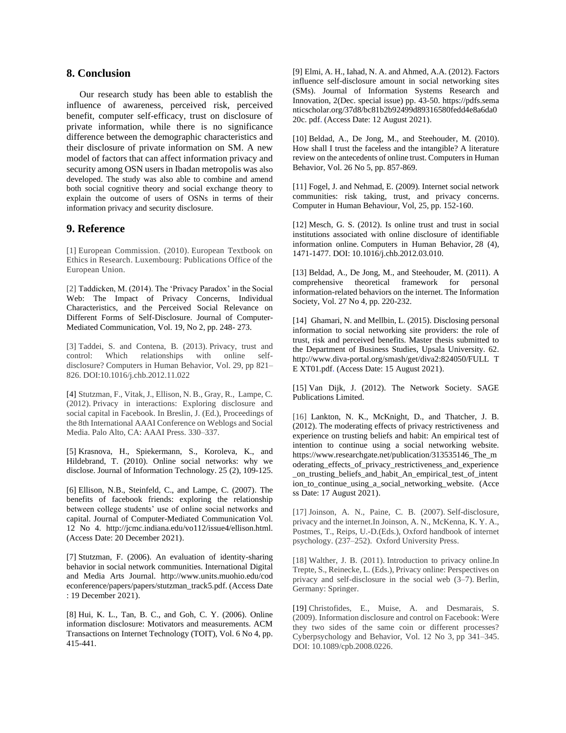## 8. Conclusion

Our research study has been able to establish the influence of awareness, perceived risk, perceived benefit, computer self-efficacy, trust on disclosure of private information, while there is no significance difference between the demographic characteristics and their disclosure of private information on SM. A new model of factors that can affect information privacy and security among OSN users in Ibadan metropolis was also developed. The study was also able to combine and amend both social cognitive theory and social exchange theory to explain the outcome of users of OSNs in terms of their information privacy and security disclosure.

## 9. Reference

[1] European Commission. (2010). European Textbook on Ethics in Research. Luxembourg: Publications Office of the European Union.

[2] Taddicken, M. (2014). The 'Privacy Paradox' in the Social Web: The Impact of Privacy Concerns, Individual Characteristics, and the Perceived Social Relevance on Different Forms of Self-Disclosure. Journal of Computer-Mediated Communication, Vol. 19, No 2, pp. 248- 273.

[3] Taddei, S. and Contena, B. (2013). Privacy, trust and control: Which relationships with online self-disclosure? Computers in Human Behavior, Vol. 29, pp 821–826. DOI:10.1016/j.chb.2012.11.022

[4] Stutzman, F., Vitak, J., Ellison, N. B., Gray, R., Lampe, C. (2012). Privacy in interactions: Exploring disclosure and social capital in Facebook. In Breslin, J. (Ed.), Proceedings of the 8th International AAAI Conference on Weblogs and Social Media. Palo Alto, CA: AAAI Press. 330–337.

[5] Krasnova, H., Spiekermann, S., Koroleva, K., and Hildebrand, T. (2010). Online social networks: why we disclose. Journal of Information Technology. 25 (2), 109-125.

[6] Ellison, N.B., Steinfeld, C., and Lampe, C. (2007). The benefits of facebook friends: exploring the relationship between college students' use of online social networks and capital. Journal of Computer-Mediated Communication Vol. 12 No 4. http://jcmc.indiana.edu/vo112/issue4/ellison.html. (Access Date: 20 December 2021).

[7] Stutzman, F. (2006). An evaluation of identity-sharing behavior in social network communities. International Digital and Media Arts Journal. http://www.units.muohio.edu/codeconference/papers/papers/stutzman_track5.pdf. (Access Date : 19 December 2021).

[8] Hui, K. L., Tan, B. C., and Goh, C. Y. (2006). Online information disclosure: Motivators and measurements. ACM Transactions on Internet Technology (TOIT), Vol. 6 No 4, pp. 415-441.

[9] Elmi, A. H., Iahad, N. A. and Ahmed, A.A. (2012). Factors influence self-disclosure amount in social networking sites (SMs). Journal of Information Systems Research and Innovation, 2(Dec. special issue) pp. 43-50. https://pdfs.semanticscholar.org/37d8/bc81b2b92499d89316580fedd4e8a6da020c. pdf. (Access Date: 12 August 2021).

[10] Beldad, A., De Jong, M., and Steehouder, M. (2010). How shall I trust the faceless and the intangible? A literature review on the antecedents of online trust. Computers in Human Behavior, Vol. 26 No 5, pp. 857-869.

[11] Fogel, J. and Nehmad, E. (2009). Internet social network communities: risk taking, trust, and privacy concerns. Computer in Human Behaviour, Vol, 25, pp. 152-160.

[12] Mesch, G. S. (2012). Is online trust and trust in social institutions associated with online disclosure of identifiable information online. Computers in Human Behavior, 28 (4), 1471-1477. DOI: 10.1016/j.chb.2012.03.010.

[13] Beldad, A., De Jong, M., and Steehouder, M. (2011). A comprehensive theoretical framework for personal information-related behaviors on the internet. The Information Society, Vol. 27 No 4, pp. 220-232.

[14] Ghamari, N. and Mellbin, L. (2015). Disclosing personal information to social networking site providers: the role of trust, risk and perceived benefits. Master thesis submitted to the Department of Business Studies, Upsala University. 62. http://www.diva-portal.org/smash/get/diva2:824050/FULLTEXT01.pdf. (Access Date: 15 August 2021).

[15] Van Dijk, J. (2012). The Network Society. SAGE Publications Limited.

[16] Lankton, N. K., McKnight, D., and Thatcher, J. B. (2012). The moderating effects of privacy restrictiveness and experience on trusting beliefs and habit: An empirical test of intention to continue using a social networking website. https://www.researchgate.net/publication/313535146_The_moderating_effects_of_privacy_restrictiveness_and_experience_on_trusting_beliefs_and_habit_An_empirical_test_of_intention_to_continue_using_a_social_networking_website. (Access Date: 17 August 2021).

[17] Joinson, A. N., Paine, C. B. (2007). Self-disclosure, privacy and the internet.In Joinson, A. N., McKenna, K. Y. A., Postmes, T., Reips, U.-D.(Eds.), Oxford handbook of internet psychology. (237–252). Oxford University Press.

[18] Walther, J. B. (2011). Introduction to privacy online.In Trepte, S., Reinecke, L. (Eds.), Privacy online: Perspectives on privacy and self-disclosure in the social web (3–7). Berlin, Germany: Springer.

[19] Christofides, E., Muise, A. and Desmarais, S. (2009). Information disclosure and control on Facebook: Were they two sides of the same coin or different processes? Cyberpsychology and Behavior, Vol. 12 No 3, pp 341–345. DOI: 10.1089/cpb.2008.0226.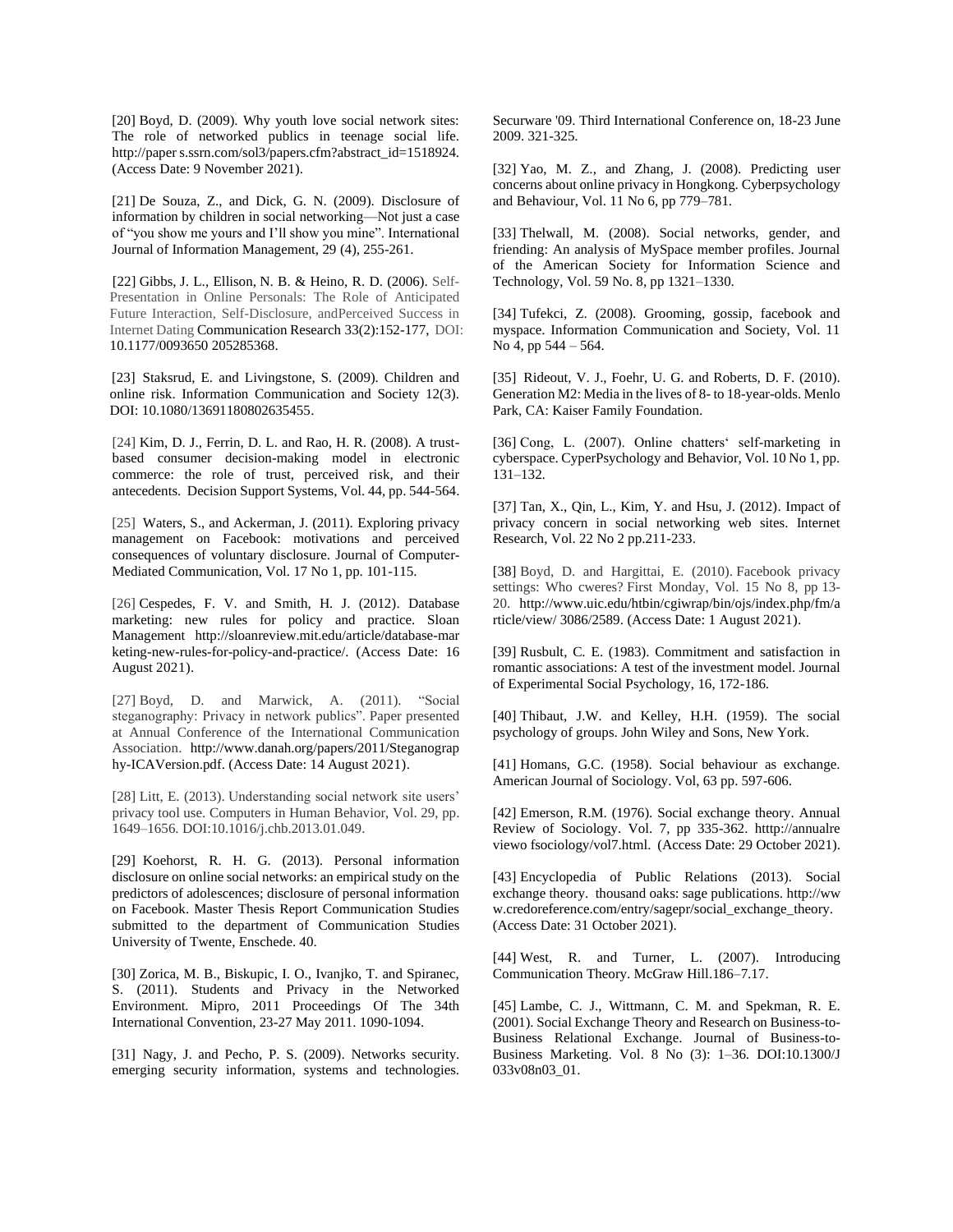[20] Boyd, D. (2009). Why youth love social network sites: The role of networked publics in teenage social life. http://paper s.ssrn.com/sol3/papers.cfm?abstract_id=1518924. (Access Date: 9 November 2021).

[21] De Souza, Z., and Dick, G. N. (2009). Disclosure of information by children in social networking—Not just a case of "you show me yours and I'll show you mine". International Journal of Information Management, 29 (4), 255-261.

[22] Gibbs, J. L., Ellison, N. B. & Heino, R. D. (2006). Self-Presentation in Online Personals: The Role of Anticipated Future Interaction, Self-Disclosure, andPerceived Success in Internet Dating Communication Research 33(2):152-177, DOI: 10.1177/0093650 205285368.

[23] Staksrud, E. and Livingstone, S. (2009). Children and online risk. Information Communication and Society 12(3). DOI: 10.1080/13691180802635455.

[24] Kim, D. J., Ferrin, D. L. and Rao, H. R. (2008). A trust-based consumer decision-making model in electronic commerce: the role of trust, perceived risk, and their antecedents. Decision Support Systems, Vol. 44, pp. 544-564.

[25] Waters, S., and Ackerman, J. (2011). Exploring privacy management on Facebook: motivations and perceived consequences of voluntary disclosure. Journal of Computer-Mediated Communication, Vol. 17 No 1, pp. 101-115.

[26] Cespedes, F. V. and Smith, H. J. (2012). Database marketing: new rules for policy and practice. Sloan Management http://sloanreview.mit.edu/article/database-marketing-new-rules-for-policy-and-practice/. (Access Date: 16 August 2021).

[27] Boyd, D. and Marwick, A. (2011). "Social steganography: Privacy in network publics". Paper presented at Annual Conference of the International Communication Association. http://www.danah.org/papers/2011/Steganography-ICAVersion.pdf. (Access Date: 14 August 2021).

[28] Litt, E. (2013). Understanding social network site users' privacy tool use. Computers in Human Behavior, Vol. 29, pp. 1649–1656. DOI:10.1016/j.chb.2013.01.049.

[29] Koehorst, R. H. G. (2013). Personal information disclosure on online social networks: an empirical study on the predictors of adolescences; disclosure of personal information on Facebook. Master Thesis Report Communication Studies submitted to the department of Communication Studies University of Twente, Enschede. 40.

[30] Zorica, M. B., Biskupic, I. O., Ivanjko, T. and Spiranec, S. (2011). Students and Privacy in the Networked Environment. Mipro, 2011 Proceedings Of The 34th International Convention, 23-27 May 2011. 1090-1094.

[31] Nagy, J. and Pecho, P. S. (2009). Networks security. emerging security information, systems and technologies. Securware '09. Third International Conference on, 18-23 June 2009. 321-325.

[32] Yao, M. Z., and Zhang, J. (2008). Predicting user concerns about online privacy in Hongkong. Cyberpsychology and Behaviour, Vol. 11 No 6, pp 779–781.

[33] Thelwall, M. (2008). Social networks, gender, and friending: An analysis of MySpace member profiles. Journal of the American Society for Information Science and Technology, Vol. 59 No. 8, pp 1321–1330.

[34] Tufekci, Z. (2008). Grooming, gossip, facebook and myspace. Information Communication and Society, Vol. 11 No 4, pp 544 – 564.

[35] Rideout, V. J., Foehr, U. G. and Roberts, D. F. (2010). Generation M2: Media in the lives of 8- to 18-year-olds. Menlo Park, CA: Kaiser Family Foundation.

[36] Cong, L. (2007). Online chatters' self-marketing in cyberspace. CyperPsychology and Behavior, Vol. 10 No 1, pp. 131–132.

[37] Tan, X., Qin, L., Kim, Y. and Hsu, J. (2012). Impact of privacy concern in social networking web sites. Internet Research, Vol. 22 No 2 pp.211-233.

[38] Boyd, D. and Hargittai, E. (2010). Facebook privacy settings: Who cweres? First Monday, Vol. 15 No 8, pp 13-20. http://www.uic.edu/htbin/cgiwrap/bin/ojs/index.php/fm/article/view/ 3086/2589. (Access Date: 1 August 2021).

[39] Rusbult, C. E. (1983). Commitment and satisfaction in romantic associations: A test of the investment model. Journal of Experimental Social Psychology, 16, 172-186.

[40] Thibaut, J.W. and Kelley, H.H. (1959). The social psychology of groups. John Wiley and Sons, New York.

[41] Homans, G.C. (1958). Social behaviour as exchange. American Journal of Sociology. Vol, 63 pp. 597-606.

[42] Emerson, R.M. (1976). Social exchange theory. Annual Review of Sociology. Vol. 7, pp 335-362. htttp://annualre viewo fsociology/vol7.html. (Access Date: 29 October 2021).

[43] Encyclopedia of Public Relations (2013). Social exchange theory. thousand oaks: sage publications. http://www.credoreference.com/entry/sagepr/social_exchange_theory. (Access Date: 31 October 2021).

[44] West, R. and Turner, L. (2007). Introducing Communication Theory. McGraw Hill.186–7.17.

[45] Lambe, C. J., Wittmann, C. M. and Spekman, R. E. (2001). Social Exchange Theory and Research on Business-to-Business Relational Exchange. Journal of Business-to-Business Marketing. Vol. 8 No (3): 1–36. DOI:10.1300/J 033v08n03_01.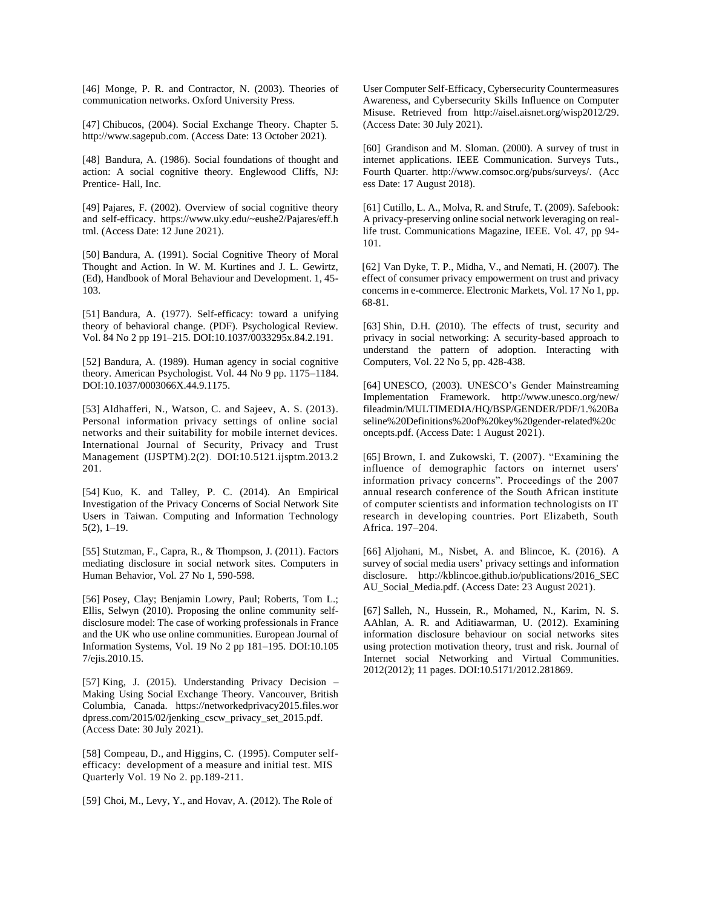[46] Monge, P. R. and Contractor, N. (2003). Theories of communication networks. Oxford University Press.

[47] Chibucos, (2004). Social Exchange Theory. Chapter 5. http://www.sagepub.com. (Access Date: 13 October 2021).

[48] Bandura, A. (1986). Social foundations of thought and action: A social cognitive theory. Englewood Cliffs, NJ: Prentice- Hall, Inc.

[49] Pajares, F. (2002). Overview of social cognitive theory and self-efficacy. https://www.uky.edu/~eushe2/Pajares/eff.html. (Access Date: 12 June 2021).

[50] Bandura, A. (1991). Social Cognitive Theory of Moral Thought and Action. In W. M. Kurtines and J. L. Gewirtz, (Ed), Handbook of Moral Behaviour and Development. 1, 45-103.

[51] Bandura, A. (1977). Self-efficacy: toward a unifying theory of behavioral change. (PDF). Psychological Review. Vol. 84 No 2 pp 191–215. DOI:10.1037/0033295x.84.2.191.

[52] Bandura, A. (1989). Human agency in social cognitive theory. American Psychologist. Vol. 44 No 9 pp. 1175–1184. DOI:10.1037/0003066X.44.9.1175.

[53] Aldhafferi, N., Watson, C. and Sajeev, A. S. (2013). Personal information privacy settings of online social networks and their suitability for mobile internet devices. International Journal of Security, Privacy and Trust Management (IJSPTM).2(2). DOI:10.5121.ijsptm.2013.2201.

[54] Kuo, K. and Talley, P. C. (2014). An Empirical Investigation of the Privacy Concerns of Social Network Site Users in Taiwan. Computing and Information Technology 5(2), 1–19.

[55] Stutzman, F., Capra, R., & Thompson, J. (2011). Factors mediating disclosure in social network sites. Computers in Human Behavior, Vol. 27 No 1, 590-598.

[56] Posey, Clay; Benjamin Lowry, Paul; Roberts, Tom L.; Ellis, Selwyn (2010). Proposing the online community self-disclosure model: The case of working professionals in France and the UK who use online communities. European Journal of Information Systems, Vol. 19 No 2 pp 181–195. DOI:10.1057/ejis.2010.15.

[57] King, J. (2015). Understanding Privacy Decision – Making Using Social Exchange Theory. Vancouver, British Columbia, Canada. https://networkedprivacy2015.files.wordpress.com/2015/02/jenking_cscw_privacy_set_2015.pdf. (Access Date: 30 July 2021).

[58] Compeau, D., and Higgins, C. (1995). Computer self-efficacy: development of a measure and initial test. MIS Quarterly Vol. 19 No 2. pp.189-211.

[59] Choi, M., Levy, Y., and Hovav, A. (2012). The Role of User Computer Self-Efficacy, Cybersecurity Countermeasures Awareness, and Cybersecurity Skills Influence on Computer Misuse. Retrieved from http://aisel.aisnet.org/wisp2012/29. (Access Date: 30 July 2021).

[60] Grandison and M. Sloman. (2000). A survey of trust in internet applications. IEEE Communication. Surveys Tuts., Fourth Quarter. http://www.comsoc.org/pubs/surveys/. (Access Date: 17 August 2018).

[61] Cutillo, L. A., Molva, R. and Strufe, T. (2009). Safebook: A privacy-preserving online social network leveraging on real-life trust. Communications Magazine, IEEE. Vol. 47, pp 94-101.

[62] Van Dyke, T. P., Midha, V., and Nemati, H. (2007). The effect of consumer privacy empowerment on trust and privacy concerns in e-commerce. Electronic Markets, Vol. 17 No 1, pp. 68-81.

[63] Shin, D.H. (2010). The effects of trust, security and privacy in social networking: A security-based approach to understand the pattern of adoption. Interacting with Computers, Vol. 22 No 5, pp. 428-438.

[64] UNESCO, (2003). UNESCO's Gender Mainstreaming Implementation Framework. http://www.unesco.org/new/fileadmin/MULTIMEDIA/HQ/BSP/GENDER/PDF/1.%20Baseline%20Definitions%20of%20key%20gender-related%20concepts.pdf. (Access Date: 1 August 2021).

[65] Brown, I. and Zukowski, T. (2007). "Examining the influence of demographic factors on internet users' information privacy concerns". Proceedings of the 2007 annual research conference of the South African institute of computer scientists and information technologists on IT research in developing countries. Port Elizabeth, South Africa. 197–204.

[66] Aljohani, M., Nisbet, A. and Blincoe, K. (2016). A survey of social media users' privacy settings and information disclosure. http://kblincoe.github.io/publications/2016_SECAU_Social_Media.pdf. (Access Date: 23 August 2021).

[67] Salleh, N., Hussein, R., Mohamed, N., Karim, N. S. AAhlan, A. R. and Aditiawarman, U. (2012). Examining information disclosure behaviour on social networks sites using protection motivation theory, trust and risk. Journal of Internet social Networking and Virtual Communities. 2012(2012); 11 pages. DOI:10.5171/2012.281869.